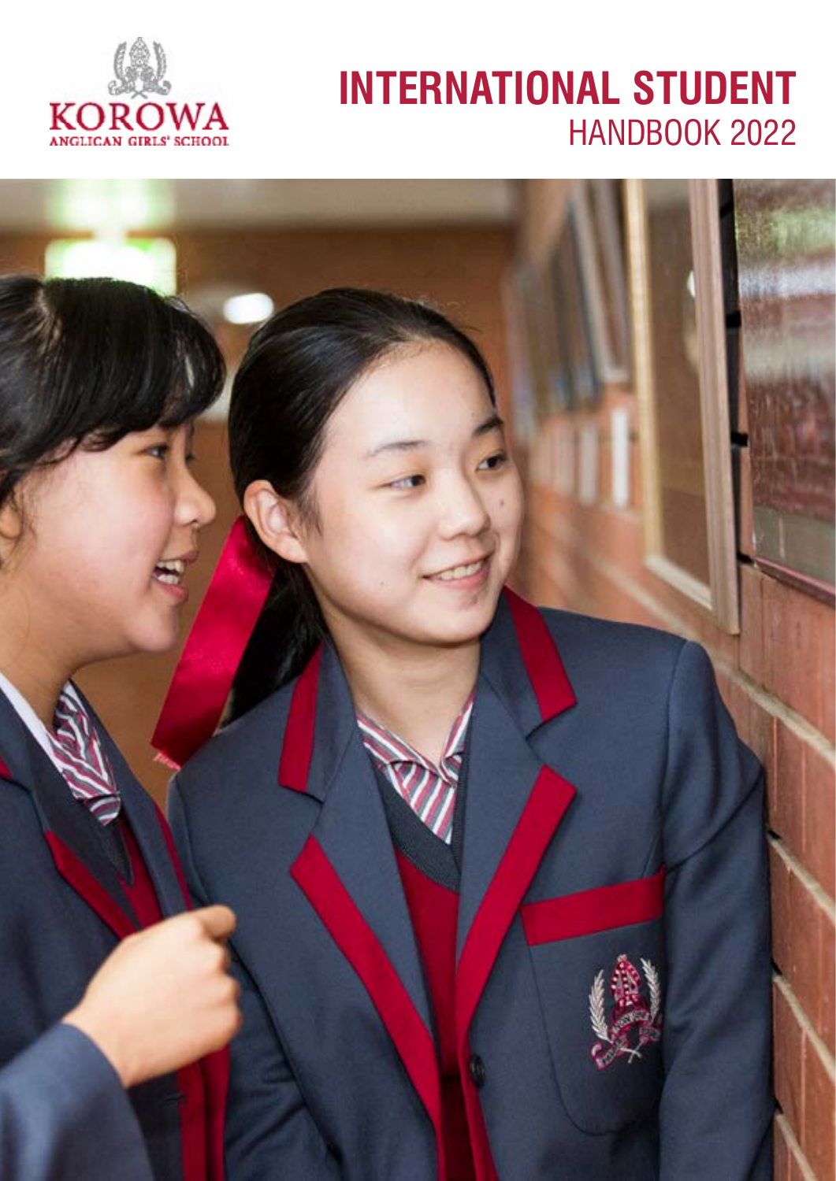KOROWA
ANGLICAN GIRLS' SCHOOL

# INTERNATIONAL STUDENT HANDBOOK 2022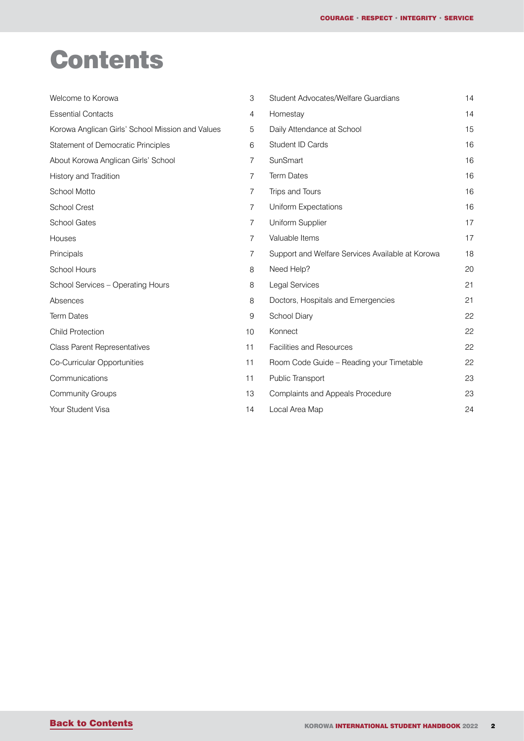# Contents

| | |
|---|---|
| Welcome to Korowa | 3 |
| Essential Contacts | 4 |
| Korowa Anglican Girls' School Mission and Values | 5 |
| Statement of Democratic Principles | 6 |
| About Korowa Anglican Girls' School | 7 |
| History and Tradition | 7 |
| School Motto | 7 |
| School Crest | 7 |
| School Gates | 7 |
| Houses | 7 |
| Principals | 7 |
| School Hours | 8 |
| School Services – Operating Hours | 8 |
| Absences | 8 |
| Term Dates | 9 |
| Child Protection | 10 |
| Class Parent Representatives | 11 |
| Co-Curricular Opportunities | 11 |
| Communications | 11 |
| Community Groups | 13 |
| Your Student Visa | 14 |
| Student Advocates/Welfare Guardians | 14 |
| Homestay | 14 |
| Daily Attendance at School | 15 |
| Student ID Cards | 16 |
| SunSmart | 16 |
| Term Dates | 16 |
| Trips and Tours | 16 |
| Uniform Expectations | 16 |
| Uniform Supplier | 17 |
| Valuable Items | 17 |
| Support and Welfare Services Available at Korowa | 18 |
| Need Help? | 20 |
| Legal Services | 21 |
| Doctors, Hospitals and Emergencies | 21 |
| School Diary | 22 |
| Konnect | 22 |
| Facilities and Resources | 22 |
| Room Code Guide – Reading your Timetable | 22 |
| Public Transport | 23 |
| Complaints and Appeals Procedure | 23 |
| Local Area Map | 24 |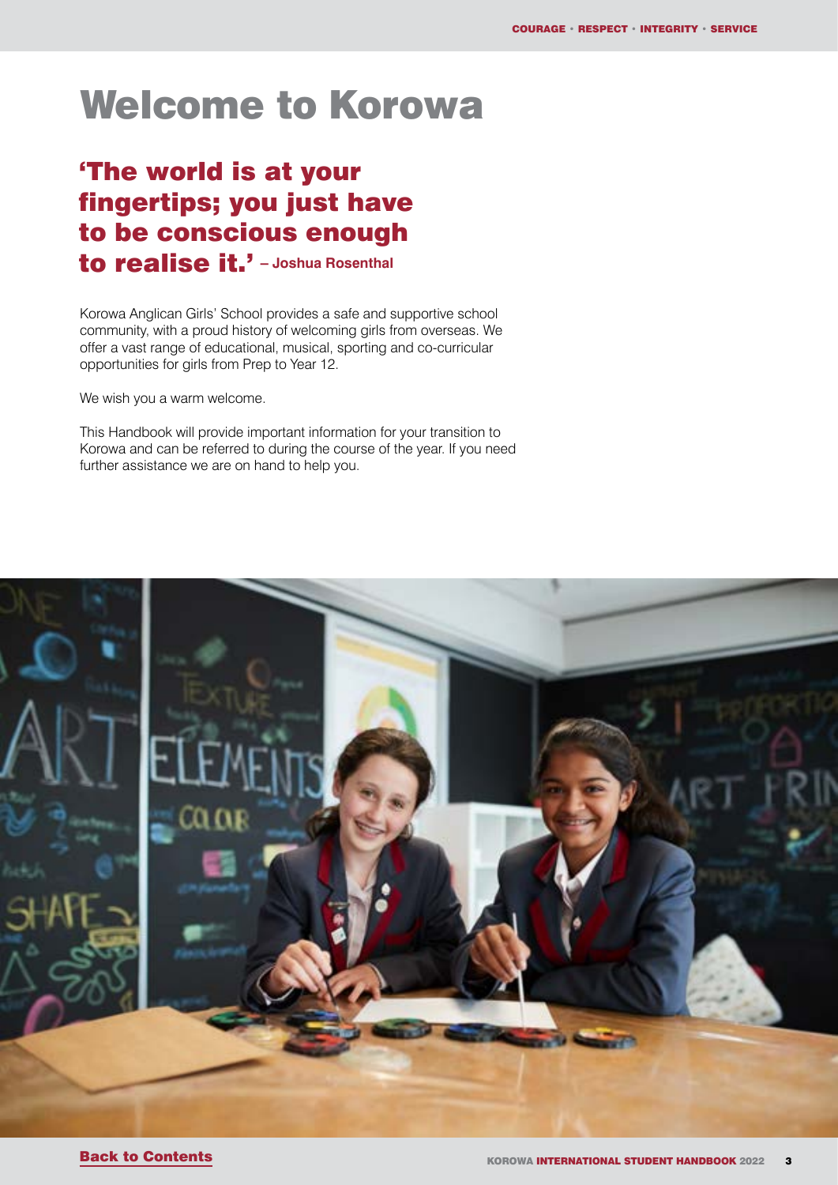# Welcome to Korowa

## 'The world is at your fingertips; you just have to be conscious enough to realise it.' – Joshua Rosenthal

Korowa Anglican Girls' School provides a safe and supportive school community, with a proud history of welcoming girls from overseas. We offer a vast range of educational, musical, sporting and co-curricular opportunities for girls from Prep to Year 12.

We wish you a warm welcome.

This Handbook will provide important information for your transition to Korowa and can be referred to during the course of the year. If you need further assistance we are on hand to help you.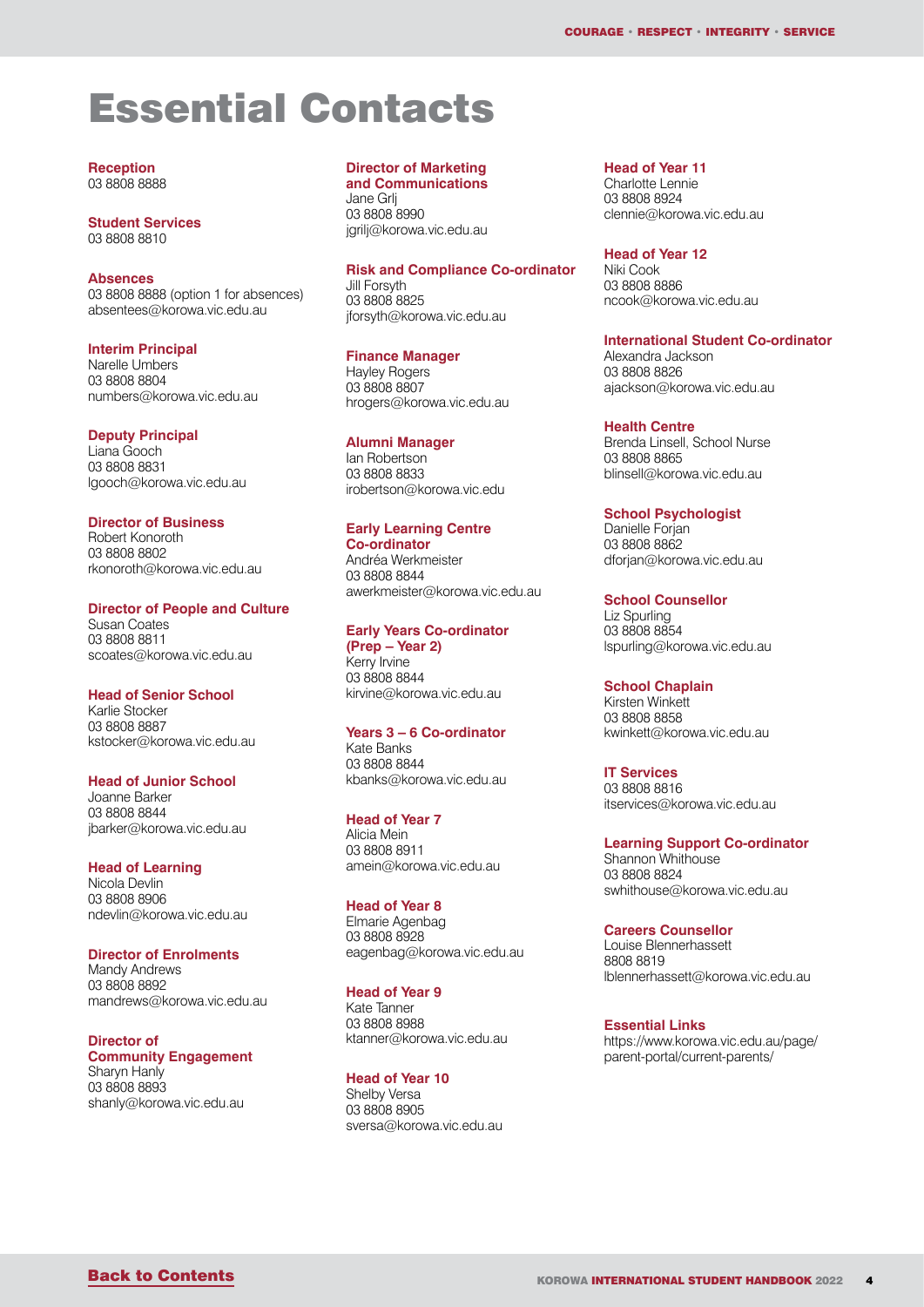# Essential Contacts

**Reception**
03 8808 8888

**Student Services**
03 8808 8810

**Absences**
03 8808 8888 (option 1 for absences)
absentees@korowa.vic.edu.au

**Interim Principal**
Narelle Umbers
03 8808 8804
numbers@korowa.vic.edu.au

**Deputy Principal**
Liana Gooch
03 8808 8831
lgooch@korowa.vic.edu.au

**Director of Business**
Robert Konoroth
03 8808 8802
rkonoroth@korowa.vic.edu.au

**Director of People and Culture**
Susan Coates
03 8808 8811
scoates@korowa.vic.edu.au

**Head of Senior School**
Karlie Stocker
03 8808 8887
kstocker@korowa.vic.edu.au

**Head of Junior School**
Joanne Barker
03 8808 8844
jbarker@korowa.vic.edu.au

**Head of Learning**
Nicola Devlin
03 8808 8906
ndevlin@korowa.vic.edu.au

**Director of Enrolments**
Mandy Andrews
03 8808 8892
mandrews@korowa.vic.edu.au

**Director of Community Engagement**
Sharyn Hanly
03 8808 8893
shanly@korowa.vic.edu.au

**Director of Marketing and Communications**
Jane Grlj
03 8808 8990
jgrilj@korowa.vic.edu.au

**Risk and Compliance Co-ordinator**
Jill Forsyth
03 8808 8825
jforsyth@korowa.vic.edu.au

**Finance Manager**
Hayley Rogers
03 8808 8807
hrogers@korowa.vic.edu.au

**Alumni Manager**
Ian Robertson
03 8808 8833
irobertson@korowa.vic.edu

**Early Learning Centre Co-ordinator**
Andréa Werkmeister
03 8808 8844
awerkmeister@korowa.vic.edu.au

**Early Years Co-ordinator (Prep – Year 2)**
Kerry Irvine
03 8808 8844
kirvine@korowa.vic.edu.au

**Years 3 – 6 Co-ordinator**
Kate Banks
03 8808 8844
kbanks@korowa.vic.edu.au

**Head of Year 7**
Alicia Mein
03 8808 8911
amein@korowa.vic.edu.au

**Head of Year 8**
Elmarie Agenbag
03 8808 8928
eagenbag@korowa.vic.edu.au

**Head of Year 9**
Kate Tanner
03 8808 8988
ktanner@korowa.vic.edu.au

**Head of Year 10**
Shelby Versa
03 8808 8905
sversa@korowa.vic.edu.au

**Head of Year 11**
Charlotte Lennie
03 8808 8924
clennie@korowa.vic.edu.au

**Head of Year 12**
Niki Cook
03 8808 8886
ncook@korowa.vic.edu.au

**International Student Co-ordinator**
Alexandra Jackson
03 8808 8826
ajackson@korowa.vic.edu.au

**Health Centre**
Brenda Linsell, School Nurse
03 8808 8865
blinsell@korowa.vic.edu.au

**School Psychologist**
Danielle Forjan
03 8808 8862
dforjan@korowa.vic.edu.au

**School Counsellor**
Liz Spurling
03 8808 8854
lspurling@korowa.vic.edu.au

**School Chaplain**
Kirsten Winkett
03 8808 8858
kwinkett@korowa.vic.edu.au

**IT Services**
03 8808 8816
itservices@korowa.vic.edu.au

**Learning Support Co-ordinator**
Shannon Whithouse
03 8808 8824
swhithouse@korowa.vic.edu.au

**Careers Counsellor**
Louise Blennerhassett
8808 8819
lblennerhassett@korowa.vic.edu.au

**Essential Links**
https://www.korowa.vic.edu.au/page/parent-portal/current-parents/

Back to Contents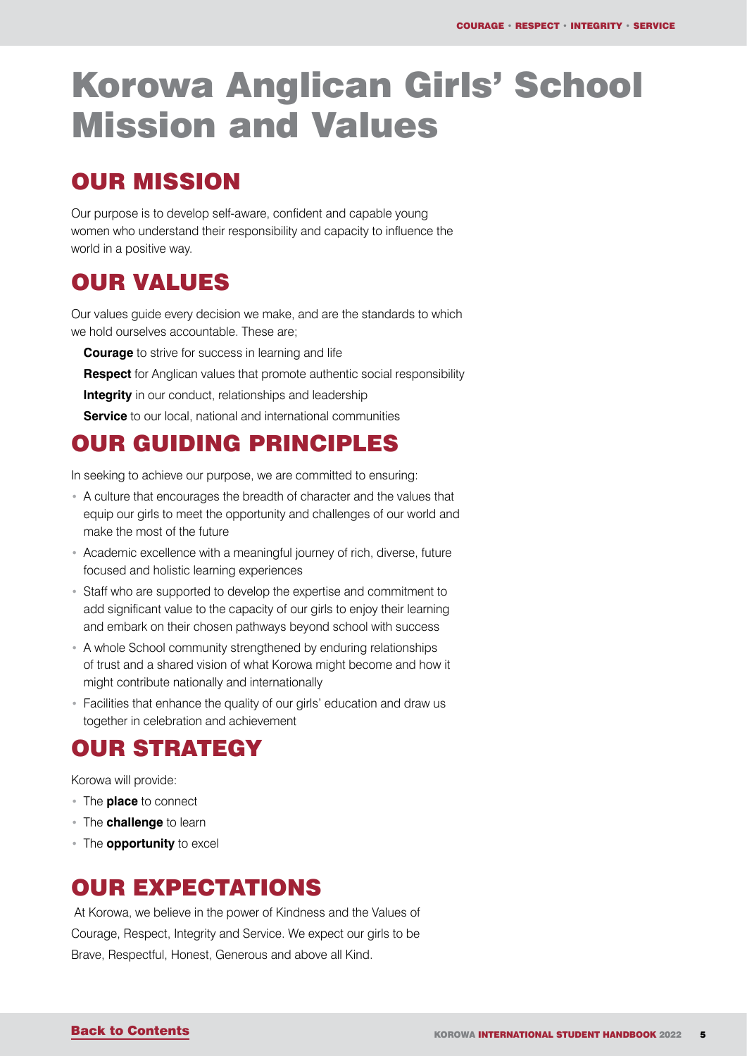# Korowa Anglican Girls' School Mission and Values

## OUR MISSION

Our purpose is to develop self-aware, confident and capable young women who understand their responsibility and capacity to influence the world in a positive way.

## OUR VALUES

Our values guide every decision we make, and are the standards to which we hold ourselves accountable. These are;

**Courage** to strive for success in learning and life

**Respect** for Anglican values that promote authentic social responsibility

**Integrity** in our conduct, relationships and leadership

**Service** to our local, national and international communities

## OUR GUIDING PRINCIPLES

In seeking to achieve our purpose, we are committed to ensuring:

- A culture that encourages the breadth of character and the values that equip our girls to meet the opportunity and challenges of our world and make the most of the future
- Academic excellence with a meaningful journey of rich, diverse, future focused and holistic learning experiences
- Staff who are supported to develop the expertise and commitment to add significant value to the capacity of our girls to enjoy their learning and embark on their chosen pathways beyond school with success
- A whole School community strengthened by enduring relationships of trust and a shared vision of what Korowa might become and how it might contribute nationally and internationally
- Facilities that enhance the quality of our girls' education and draw us together in celebration and achievement

## OUR STRATEGY

Korowa will provide:

- The **place** to connect
- The **challenge** to learn
- The **opportunity** to excel

## OUR EXPECTATIONS

At Korowa, we believe in the power of Kindness and the Values of Courage, Respect, Integrity and Service. We expect our girls to be Brave, Respectful, Honest, Generous and above all Kind.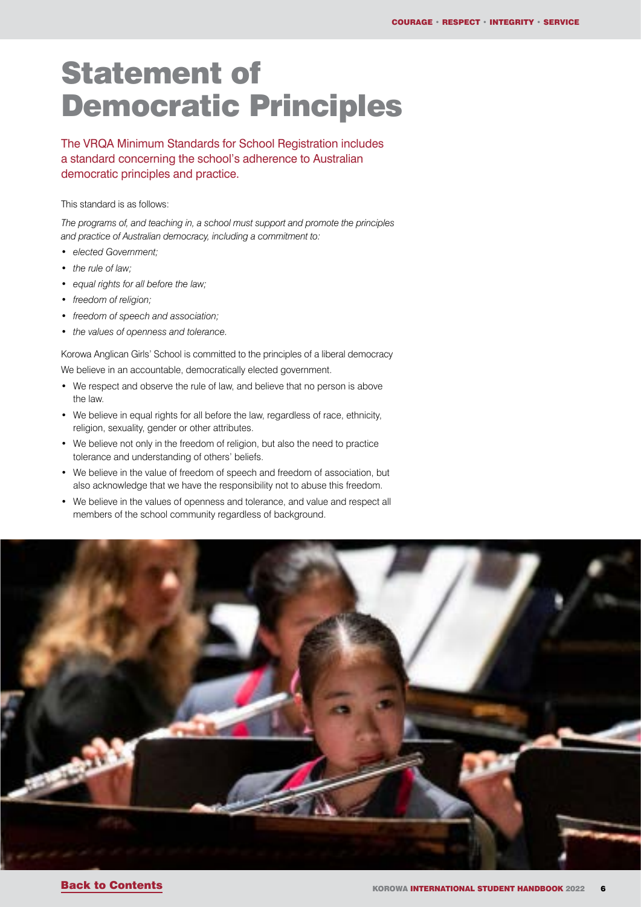# Statement of Democratic Principles

The VRQA Minimum Standards for School Registration includes a standard concerning the school's adherence to Australian democratic principles and practice.

This standard is as follows:

*The programs of, and teaching in, a school must support and promote the principles and practice of Australian democracy, including a commitment to:*

- *elected Government;*
- *the rule of law;*
- *equal rights for all before the law;*
- *freedom of religion;*
- *freedom of speech and association;*
- *the values of openness and tolerance.*

Korowa Anglican Girls' School is committed to the principles of a liberal democracy

We believe in an accountable, democratically elected government.

- We respect and observe the rule of law, and believe that no person is above the law.
- We believe in equal rights for all before the law, regardless of race, ethnicity, religion, sexuality, gender or other attributes.
- We believe not only in the freedom of religion, but also the need to practice tolerance and understanding of others' beliefs.
- We believe in the value of freedom of speech and freedom of association, but also acknowledge that we have the responsibility not to abuse this freedom.
- We believe in the values of openness and tolerance, and value and respect all members of the school community regardless of background.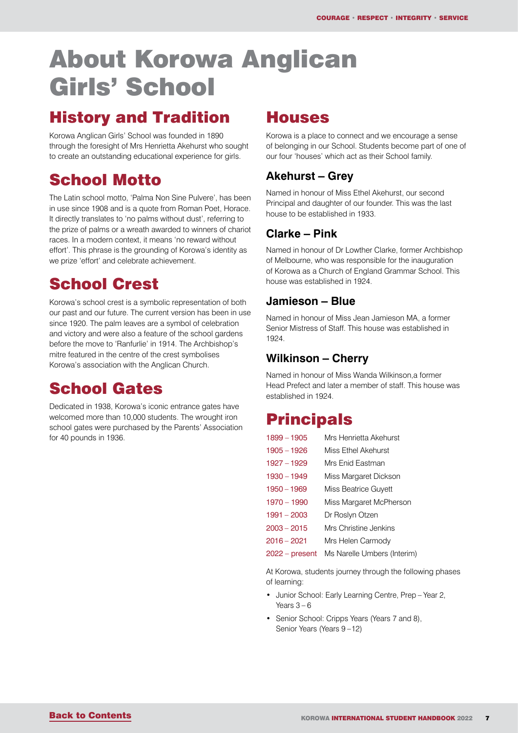# About Korowa Anglican Girls' School

## History and Tradition

Korowa Anglican Girls' School was founded in 1890 through the foresight of Mrs Henrietta Akehurst who sought to create an outstanding educational experience for girls.

## School Motto

The Latin school motto, 'Palma Non Sine Pulvere', has been in use since 1908 and is a quote from Roman Poet, Horace. It directly translates to 'no palms without dust', referring to the prize of palms or a wreath awarded to winners of chariot races. In a modern context, it means 'no reward without effort'. This phrase is the grounding of Korowa's identity as we prize 'effort' and celebrate achievement.

## School Crest

Korowa's school crest is a symbolic representation of both our past and our future. The current version has been in use since 1920. The palm leaves are a symbol of celebration and victory and were also a feature of the school gardens before the move to 'Ranfurlie' in 1914. The Archbishop's mitre featured in the centre of the crest symbolises Korowa's association with the Anglican Church.

## School Gates

Dedicated in 1938, Korowa's iconic entrance gates have welcomed more than 10,000 students. The wrought iron school gates were purchased by the Parents' Association for 40 pounds in 1936.

## Houses

Korowa is a place to connect and we encourage a sense of belonging in our School. Students become part of one of our four 'houses' which act as their School family.

### Akehurst – Grey

Named in honour of Miss Ethel Akehurst, our second Principal and daughter of our founder. This was the last house to be established in 1933.

### Clarke – Pink

Named in honour of Dr Lowther Clarke, former Archbishop of Melbourne, who was responsible for the inauguration of Korowa as a Church of England Grammar School. This house was established in 1924.

### Jamieson – Blue

Named in honour of Miss Jean Jamieson MA, a former Senior Mistress of Staff. This house was established in 1924.

### Wilkinson – Cherry

Named in honour of Miss Wanda Wilkinson,a former Head Prefect and later a member of staff. This house was established in 1924.

## Principals

| | |
|---|---|
| 1899 – 1905 | Mrs Henrietta Akehurst |
| 1905 – 1926 | Miss Ethel Akehurst |
| 1927 – 1929 | Mrs Enid Eastman |
| 1930 – 1949 | Miss Margaret Dickson |
| 1950 – 1969 | Miss Beatrice Guyett |
| 1970 – 1990 | Miss Margaret McPherson |
| 1991 – 2003 | Dr Roslyn Otzen |
| 2003 – 2015 | Mrs Christine Jenkins |
| 2016 – 2021 | Mrs Helen Carmody |
| 2022 – present | Ms Narelle Umbers (Interim) |

At Korowa, students journey through the following phases of learning:

- Junior School: Early Learning Centre, Prep – Year 2, Years 3 – 6
- Senior School: Cripps Years (Years 7 and 8), Senior Years (Years 9 – 12)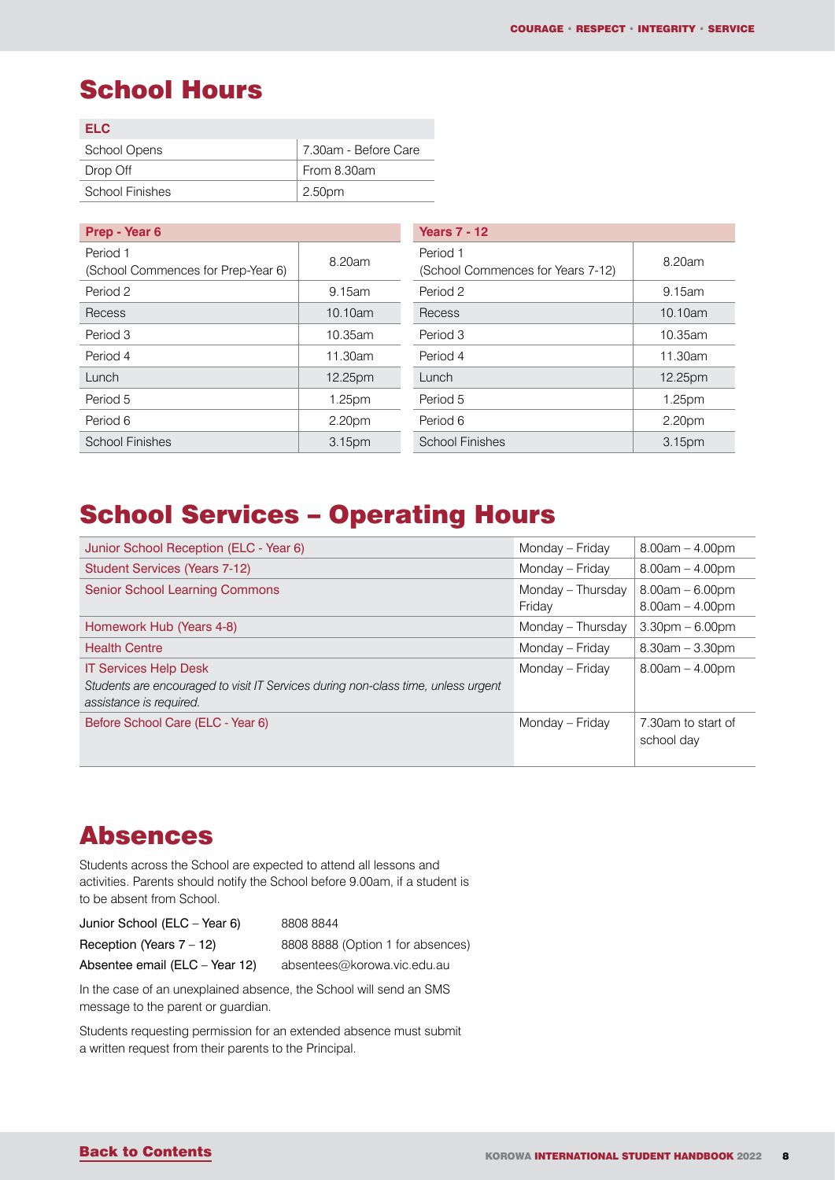# School Hours

| ELC | |
|---|---|
| School Opens | 7.30am - Before Care |
| Drop Off | From 8.30am |
| School Finishes | 2.50pm |

| Prep - Year 6 | |
|---|---|
| Period 1 (School Commences for Prep-Year 6) | 8.20am |
| Period 2 | 9.15am |
| Recess | 10.10am |
| Period 3 | 10.35am |
| Period 4 | 11.30am |
| Lunch | 12.25pm |
| Period 5 | 1.25pm |
| Period 6 | 2.20pm |
| School Finishes | 3.15pm |

| Years 7 - 12 | |
|---|---|
| Period 1 (School Commences for Years 7-12) | 8.20am |
| Period 2 | 9.15am |
| Recess | 10.10am |
| Period 3 | 10.35am |
| Period 4 | 11.30am |
| Lunch | 12.25pm |
| Period 5 | 1.25pm |
| Period 6 | 2.20pm |
| School Finishes | 3.15pm |

# School Services – Operating Hours

| Service | Days | Hours |
|---|---|---|
| Junior School Reception (ELC - Year 6) | Monday – Friday | 8.00am – 4.00pm |
| Student Services (Years 7-12) | Monday – Friday | 8.00am – 4.00pm |
| Senior School Learning Commons | Monday – Thursday<br>Friday | 8.00am – 6.00pm<br>8.00am – 4.00pm |
| Homework Hub (Years 4-8) | Monday – Thursday | 3.30pm – 6.00pm |
| Health Centre | Monday – Friday | 8.30am – 3.30pm |
| IT Services Help Desk<br>*Students are encouraged to visit IT Services during non-class time, unless urgent assistance is required.* | Monday – Friday | 8.00am – 4.00pm |
| Before School Care (ELC - Year 6) | Monday – Friday | 7.30am to start of school day |

# Absences

Students across the School are expected to attend all lessons and activities. Parents should notify the School before 9.00am, if a student is to be absent from School.

| | |
|---|---|
| Junior School (ELC – Year 6) | 8808 8844 |
| Reception (Years 7 – 12) | 8808 8888 (Option 1 for absences) |
| Absentee email (ELC – Year 12) | absentees@korowa.vic.edu.au |

In the case of an unexplained absence, the School will send an SMS message to the parent or guardian.

Students requesting permission for an extended absence must submit a written request from their parents to the Principal.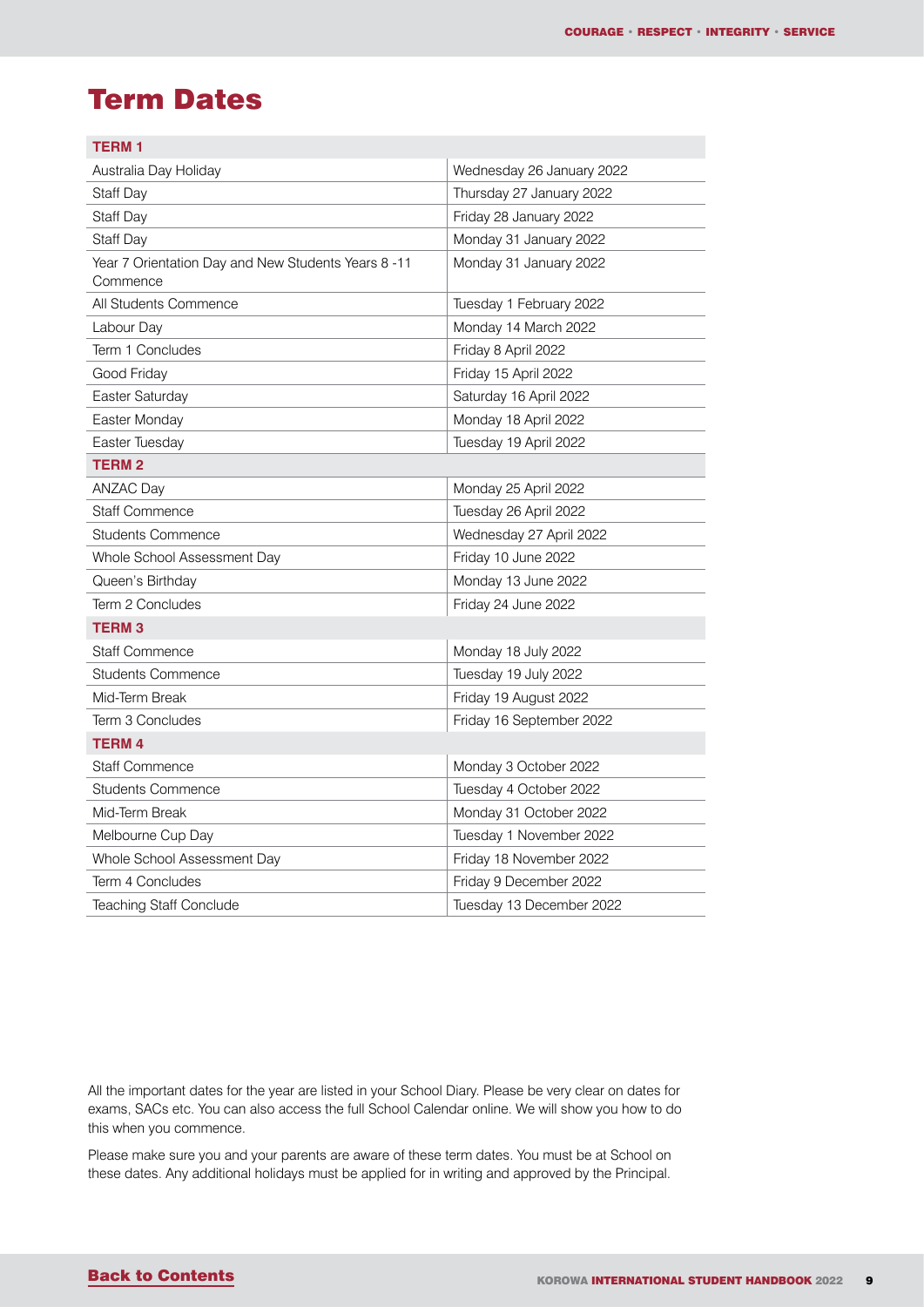# Term Dates

| TERM 1 | |
|---|---|
| Australia Day Holiday | Wednesday 26 January 2022 |
| Staff Day | Thursday 27 January 2022 |
| Staff Day | Friday 28 January 2022 |
| Staff Day | Monday 31 January 2022 |
| Year 7 Orientation Day and New Students Years 8 -11 Commence | Monday 31 January 2022 |
| All Students Commence | Tuesday 1 February 2022 |
| Labour Day | Monday 14 March 2022 |
| Term 1 Concludes | Friday 8 April 2022 |
| Good Friday | Friday 15 April 2022 |
| Easter Saturday | Saturday 16 April 2022 |
| Easter Monday | Monday 18 April 2022 |
| Easter Tuesday | Tuesday 19 April 2022 |
| **TERM 2** | |
| ANZAC Day | Monday 25 April 2022 |
| Staff Commence | Tuesday 26 April 2022 |
| Students Commence | Wednesday 27 April 2022 |
| Whole School Assessment Day | Friday 10 June 2022 |
| Queen's Birthday | Monday 13 June 2022 |
| Term 2 Concludes | Friday 24 June 2022 |
| **TERM 3** | |
| Staff Commence | Monday 18 July 2022 |
| Students Commence | Tuesday 19 July 2022 |
| Mid-Term Break | Friday 19 August 2022 |
| Term 3 Concludes | Friday 16 September 2022 |
| **TERM 4** | |
| Staff Commence | Monday 3 October 2022 |
| Students Commence | Tuesday 4 October 2022 |
| Mid-Term Break | Monday 31 October 2022 |
| Melbourne Cup Day | Tuesday 1 November 2022 |
| Whole School Assessment Day | Friday 18 November 2022 |
| Term 4 Concludes | Friday 9 December 2022 |
| Teaching Staff Conclude | Tuesday 13 December 2022 |

All the important dates for the year are listed in your School Diary. Please be very clear on dates for exams, SACs etc. You can also access the full School Calendar online. We will show you how to do this when you commence.

Please make sure you and your parents are aware of these term dates. You must be at School on these dates. Any additional holidays must be applied for in writing and approved by the Principal.

Back to Contents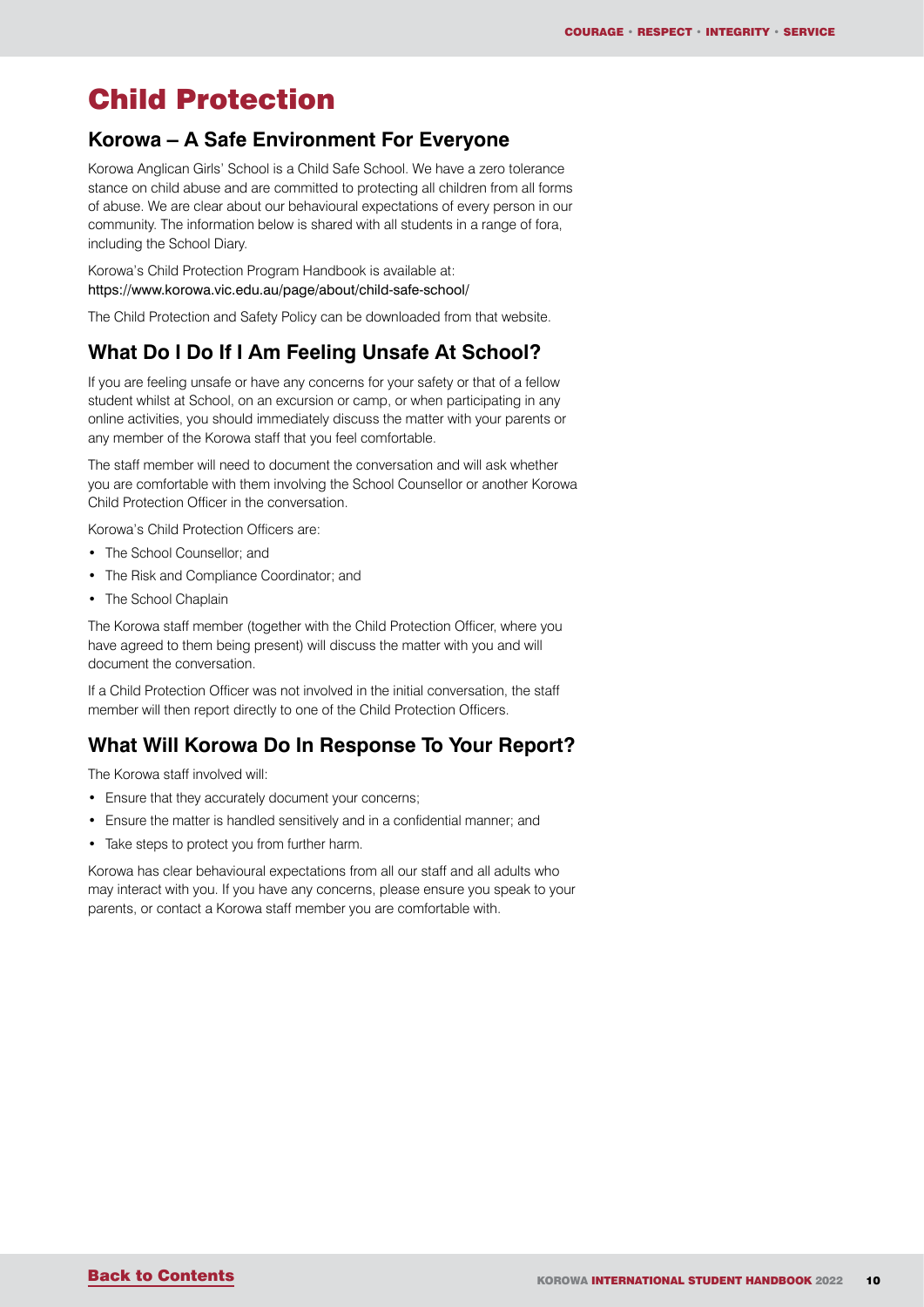# Child Protection

## Korowa – A Safe Environment For Everyone

Korowa Anglican Girls' School is a Child Safe School. We have a zero tolerance stance on child abuse and are committed to protecting all children from all forms of abuse. We are clear about our behavioural expectations of every person in our community. The information below is shared with all students in a range of fora, including the School Diary.

Korowa's Child Protection Program Handbook is available at:
https://www.korowa.vic.edu.au/page/about/child-safe-school/

The Child Protection and Safety Policy can be downloaded from that website.

## What Do I Do If I Am Feeling Unsafe At School?

If you are feeling unsafe or have any concerns for your safety or that of a fellow student whilst at School, on an excursion or camp, or when participating in any online activities, you should immediately discuss the matter with your parents or any member of the Korowa staff that you feel comfortable.

The staff member will need to document the conversation and will ask whether you are comfortable with them involving the School Counsellor or another Korowa Child Protection Officer in the conversation.

Korowa's Child Protection Officers are:

- The School Counsellor; and
- The Risk and Compliance Coordinator; and
- The School Chaplain

The Korowa staff member (together with the Child Protection Officer, where you have agreed to them being present) will discuss the matter with you and will document the conversation.

If a Child Protection Officer was not involved in the initial conversation, the staff member will then report directly to one of the Child Protection Officers.

## What Will Korowa Do In Response To Your Report?

The Korowa staff involved will:

- Ensure that they accurately document your concerns;
- Ensure the matter is handled sensitively and in a confidential manner; and
- Take steps to protect you from further harm.

Korowa has clear behavioural expectations from all our staff and all adults who may interact with you. If you have any concerns, please ensure you speak to your parents, or contact a Korowa staff member you are comfortable with.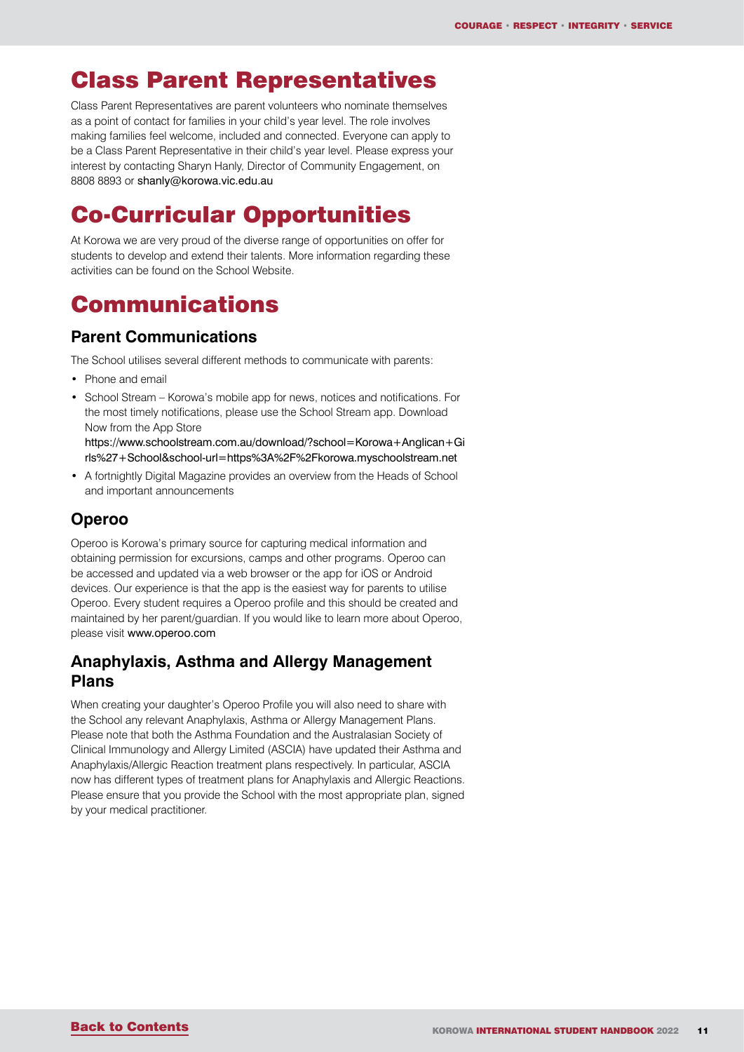# Class Parent Representatives

Class Parent Representatives are parent volunteers who nominate themselves as a point of contact for families in your child's year level. The role involves making families feel welcome, included and connected. Everyone can apply to be a Class Parent Representative in their child's year level. Please express your interest by contacting Sharyn Hanly, Director of Community Engagement, on 8808 8893 or shanly@korowa.vic.edu.au

# Co-Curricular Opportunities

At Korowa we are very proud of the diverse range of opportunities on offer for students to develop and extend their talents. More information regarding these activities can be found on the School Website.

# Communications

## Parent Communications

The School utilises several different methods to communicate with parents:

- Phone and email
- School Stream – Korowa's mobile app for news, notices and notifications. For the most timely notifications, please use the School Stream app. Download Now from the App Store https://www.schoolstream.com.au/download/?school=Korowa+Anglican+Girls%27+School&school-url=https%3A%2F%2Fkorowa.myschoolstream.net
- A fortnightly Digital Magazine provides an overview from the Heads of School and important announcements

## Operoo

Operoo is Korowa's primary source for capturing medical information and obtaining permission for excursions, camps and other programs. Operoo can be accessed and updated via a web browser or the app for iOS or Android devices. Our experience is that the app is the easiest way for parents to utilise Operoo. Every student requires a Operoo profile and this should be created and maintained by her parent/guardian. If you would like to learn more about Operoo, please visit www.operoo.com

## Anaphylaxis, Asthma and Allergy Management Plans

When creating your daughter's Operoo Profile you will also need to share with the School any relevant Anaphylaxis, Asthma or Allergy Management Plans. Please note that both the Asthma Foundation and the Australasian Society of Clinical Immunology and Allergy Limited (ASCIA) have updated their Asthma and Anaphylaxis/Allergic Reaction treatment plans respectively. In particular, ASCIA now has different types of treatment plans for Anaphylaxis and Allergic Reactions. Please ensure that you provide the School with the most appropriate plan, signed by your medical practitioner.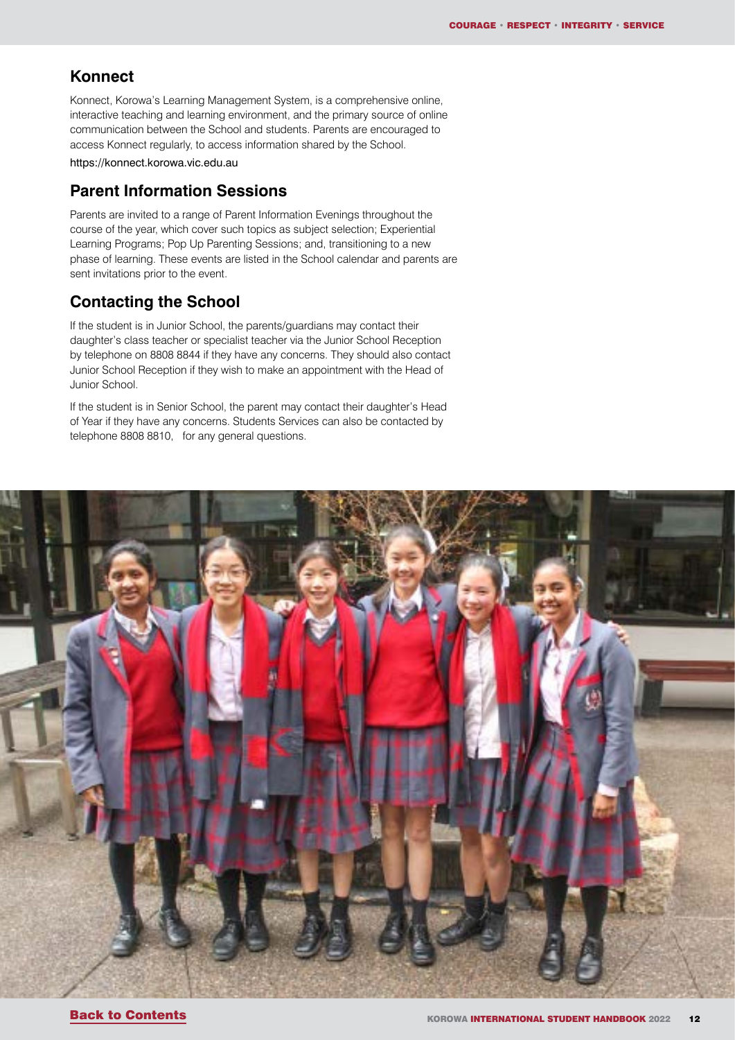## Konnect

Konnect, Korowa's Learning Management System, is a comprehensive online, interactive teaching and learning environment, and the primary source of online communication between the School and students. Parents are encouraged to access Konnect regularly, to access information shared by the School.

https://konnect.korowa.vic.edu.au

## Parent Information Sessions

Parents are invited to a range of Parent Information Evenings throughout the course of the year, which cover such topics as subject selection; Experiential Learning Programs; Pop Up Parenting Sessions; and, transitioning to a new phase of learning. These events are listed in the School calendar and parents are sent invitations prior to the event.

## Contacting the School

If the student is in Junior School, the parents/guardians may contact their daughter's class teacher or specialist teacher via the Junior School Reception by telephone on 8808 8844 if they have any concerns. They should also contact Junior School Reception if they wish to make an appointment with the Head of Junior School.

If the student is in Senior School, the parent may contact their daughter's Head of Year if they have any concerns. Students Services can also be contacted by telephone 8808 8810,   for any general questions.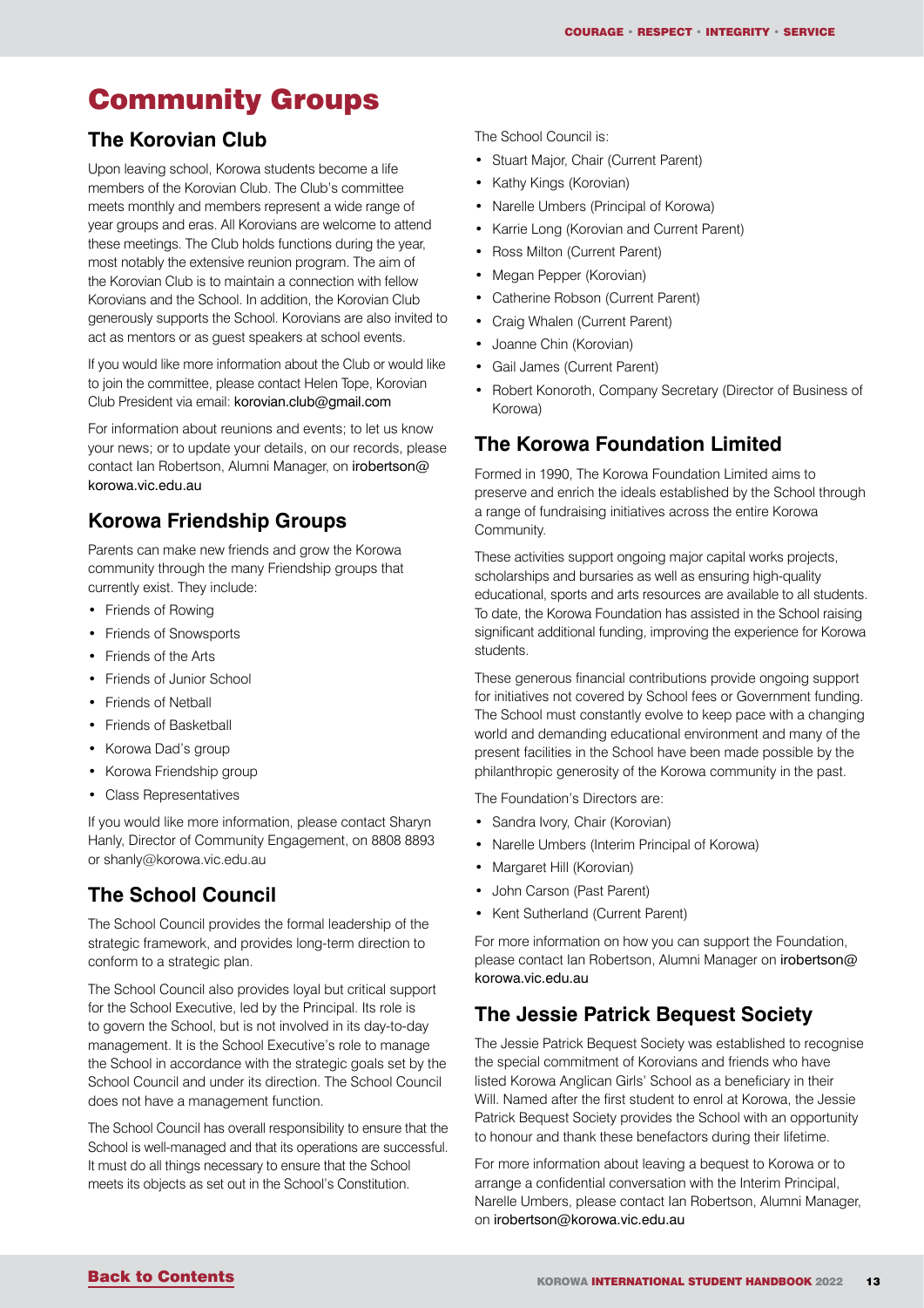# Community Groups

## The Korovian Club

Upon leaving school, Korowa students become a life members of the Korovian Club. The Club's committee meets monthly and members represent a wide range of year groups and eras. All Korovians are welcome to attend these meetings. The Club holds functions during the year, most notably the extensive reunion program. The aim of the Korovian Club is to maintain a connection with fellow Korovians and the School. In addition, the Korovian Club generously supports the School. Korovians are also invited to act as mentors or as guest speakers at school events.

If you would like more information about the Club or would like to join the committee, please contact Helen Tope, Korovian Club President via email: korovian.club@gmail.com

For information about reunions and events; to let us know your news; or to update your details, on our records, please contact Ian Robertson, Alumni Manager, on irobertson@korowa.vic.edu.au

## Korowa Friendship Groups

Parents can make new friends and grow the Korowa community through the many Friendship groups that currently exist. They include:

- Friends of Rowing
- Friends of Snowsports
- Friends of the Arts
- Friends of Junior School
- Friends of Netball
- Friends of Basketball
- Korowa Dad's group
- Korowa Friendship group
- Class Representatives

If you would like more information, please contact Sharyn Hanly, Director of Community Engagement, on 8808 8893 or shanly@korowa.vic.edu.au

## The School Council

The School Council provides the formal leadership of the strategic framework, and provides long-term direction to conform to a strategic plan.

The School Council also provides loyal but critical support for the School Executive, led by the Principal. Its role is to govern the School, but is not involved in its day-to-day management. It is the School Executive's role to manage the School in accordance with the strategic goals set by the School Council and under its direction. The School Council does not have a management function.

The School Council has overall responsibility to ensure that the School is well-managed and that its operations are successful. It must do all things necessary to ensure that the School meets its objects as set out in the School's Constitution.

The School Council is:

- Stuart Major, Chair (Current Parent)
- Kathy Kings (Korovian)
- Narelle Umbers (Principal of Korowa)
- Karrie Long (Korovian and Current Parent)
- Ross Milton (Current Parent)
- Megan Pepper (Korovian)
- Catherine Robson (Current Parent)
- Craig Whalen (Current Parent)
- Joanne Chin (Korovian)
- Gail James (Current Parent)
- Robert Konoroth, Company Secretary (Director of Business of Korowa)

## The Korowa Foundation Limited

Formed in 1990, The Korowa Foundation Limited aims to preserve and enrich the ideals established by the School through a range of fundraising initiatives across the entire Korowa Community.

These activities support ongoing major capital works projects, scholarships and bursaries as well as ensuring high-quality educational, sports and arts resources are available to all students. To date, the Korowa Foundation has assisted in the School raising significant additional funding, improving the experience for Korowa students.

These generous financial contributions provide ongoing support for initiatives not covered by School fees or Government funding. The School must constantly evolve to keep pace with a changing world and demanding educational environment and many of the present facilities in the School have been made possible by the philanthropic generosity of the Korowa community in the past.

The Foundation's Directors are:

- Sandra Ivory, Chair (Korovian)
- Narelle Umbers (Interim Principal of Korowa)
- Margaret Hill (Korovian)
- John Carson (Past Parent)
- Kent Sutherland (Current Parent)

For more information on how you can support the Foundation, please contact Ian Robertson, Alumni Manager on irobertson@korowa.vic.edu.au

## The Jessie Patrick Bequest Society

The Jessie Patrick Bequest Society was established to recognise the special commitment of Korovians and friends who have listed Korowa Anglican Girls' School as a beneficiary in their Will. Named after the first student to enrol at Korowa, the Jessie Patrick Bequest Society provides the School with an opportunity to honour and thank these benefactors during their lifetime.

For more information about leaving a bequest to Korowa or to arrange a confidential conversation with the Interim Principal, Narelle Umbers, please contact Ian Robertson, Alumni Manager, on irobertson@korowa.vic.edu.au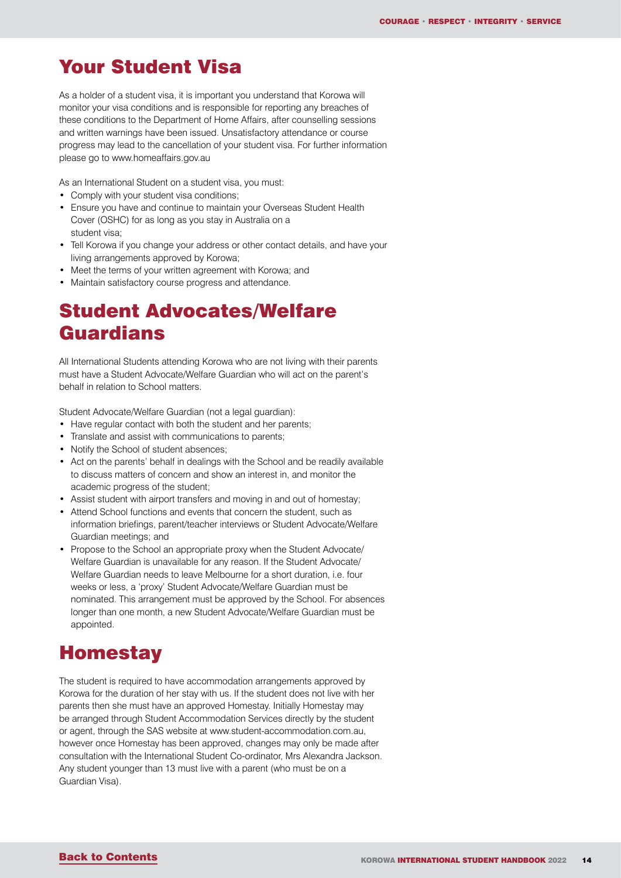## Your Student Visa

As a holder of a student visa, it is important you understand that Korowa will monitor your visa conditions and is responsible for reporting any breaches of these conditions to the Department of Home Affairs, after counselling sessions and written warnings have been issued. Unsatisfactory attendance or course progress may lead to the cancellation of your student visa. For further information please go to www.homeaffairs.gov.au

As an International Student on a student visa, you must:

- Comply with your student visa conditions;
- Ensure you have and continue to maintain your Overseas Student Health Cover (OSHC) for as long as you stay in Australia on a student visa;
- Tell Korowa if you change your address or other contact details, and have your living arrangements approved by Korowa;
- Meet the terms of your written agreement with Korowa; and
- Maintain satisfactory course progress and attendance.

## Student Advocates/Welfare Guardians

All International Students attending Korowa who are not living with their parents must have a Student Advocate/Welfare Guardian who will act on the parent's behalf in relation to School matters.

Student Advocate/Welfare Guardian (not a legal guardian):

- Have regular contact with both the student and her parents;
- Translate and assist with communications to parents;
- Notify the School of student absences;
- Act on the parents' behalf in dealings with the School and be readily available to discuss matters of concern and show an interest in, and monitor the academic progress of the student;
- Assist student with airport transfers and moving in and out of homestay;
- Attend School functions and events that concern the student, such as information briefings, parent/teacher interviews or Student Advocate/Welfare Guardian meetings; and
- Propose to the School an appropriate proxy when the Student Advocate/ Welfare Guardian is unavailable for any reason. If the Student Advocate/ Welfare Guardian needs to leave Melbourne for a short duration, i.e. four weeks or less, a 'proxy' Student Advocate/Welfare Guardian must be nominated. This arrangement must be approved by the School. For absences longer than one month, a new Student Advocate/Welfare Guardian must be appointed.

## Homestay

The student is required to have accommodation arrangements approved by Korowa for the duration of her stay with us. If the student does not live with her parents then she must have an approved Homestay. Initially Homestay may be arranged through Student Accommodation Services directly by the student or agent, through the SAS website at www.student-accommodation.com.au, however once Homestay has been approved, changes may only be made after consultation with the International Student Co-ordinator, Mrs Alexandra Jackson. Any student younger than 13 must live with a parent (who must be on a Guardian Visa).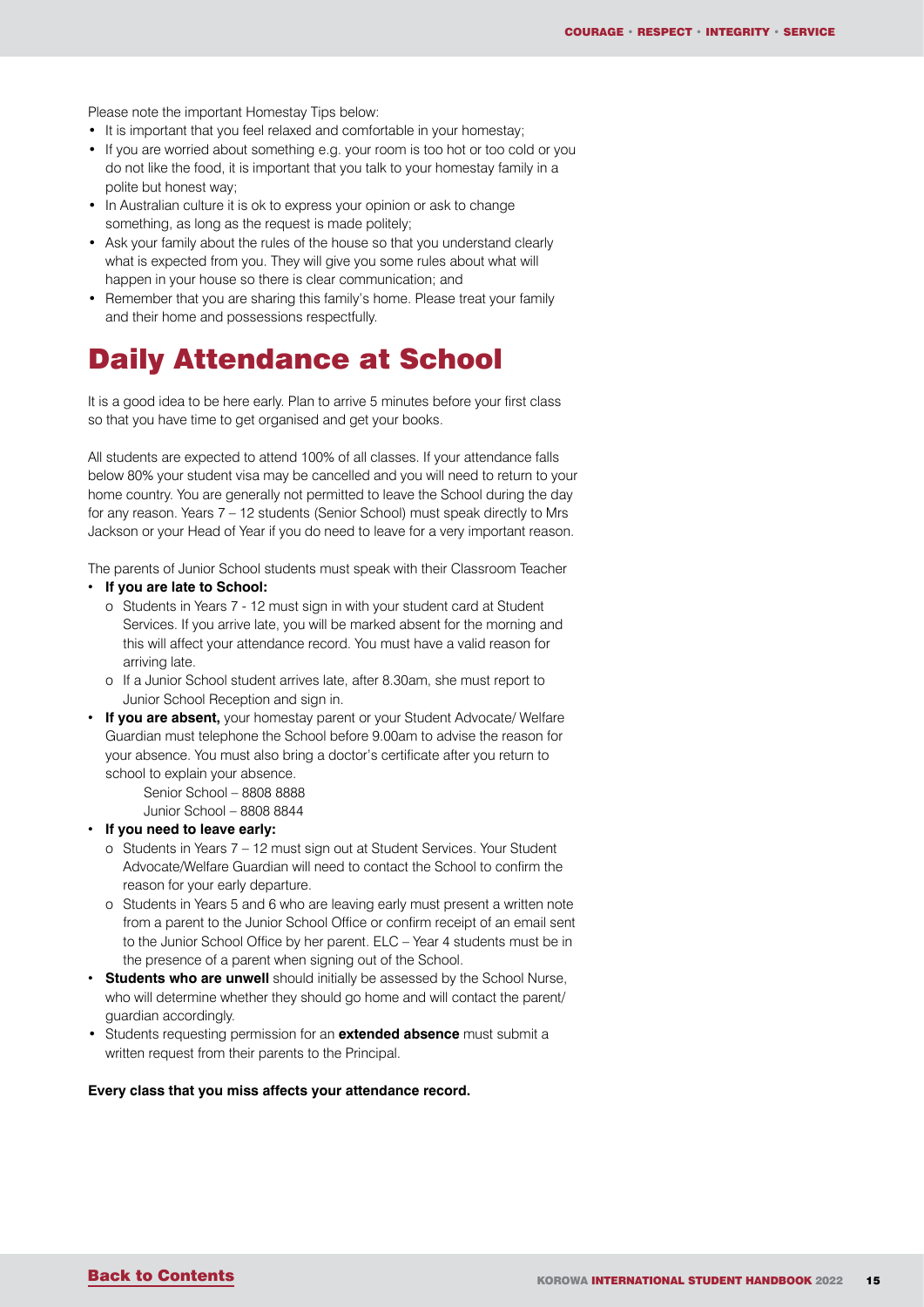Please note the important Homestay Tips below:

- It is important that you feel relaxed and comfortable in your homestay;
- If you are worried about something e.g. your room is too hot or too cold or you do not like the food, it is important that you talk to your homestay family in a polite but honest way;
- In Australian culture it is ok to express your opinion or ask to change something, as long as the request is made politely;
- Ask your family about the rules of the house so that you understand clearly what is expected from you. They will give you some rules about what will happen in your house so there is clear communication; and
- Remember that you are sharing this family's home. Please treat your family and their home and possessions respectfully.

# Daily Attendance at School

It is a good idea to be here early. Plan to arrive 5 minutes before your first class so that you have time to get organised and get your books.

All students are expected to attend 100% of all classes. If your attendance falls below 80% your student visa may be cancelled and you will need to return to your home country. You are generally not permitted to leave the School during the day for any reason. Years 7 – 12 students (Senior School) must speak directly to Mrs Jackson or your Head of Year if you do need to leave for a very important reason.

The parents of Junior School students must speak with their Classroom Teacher

- **If you are late to School:**
  - Students in Years 7 - 12 must sign in with your student card at Student Services. If you arrive late, you will be marked absent for the morning and this will affect your attendance record. You must have a valid reason for arriving late.
  - If a Junior School student arrives late, after 8.30am, she must report to Junior School Reception and sign in.
- **If you are absent,** your homestay parent or your Student Advocate/ Welfare Guardian must telephone the School before 9.00am to advise the reason for your absence. You must also bring a doctor's certificate after you return to school to explain your absence.

  Senior School – 8808 8888
  Junior School – 8808 8844
- **If you need to leave early:**
  - Students in Years 7 – 12 must sign out at Student Services. Your Student Advocate/Welfare Guardian will need to contact the School to confirm the reason for your early departure.
  - Students in Years 5 and 6 who are leaving early must present a written note from a parent to the Junior School Office or confirm receipt of an email sent to the Junior School Office by her parent. ELC – Year 4 students must be in the presence of a parent when signing out of the School.
- **Students who are unwell** should initially be assessed by the School Nurse, who will determine whether they should go home and will contact the parent/ guardian accordingly.
- Students requesting permission for an **extended absence** must submit a written request from their parents to the Principal.

**Every class that you miss affects your attendance record.**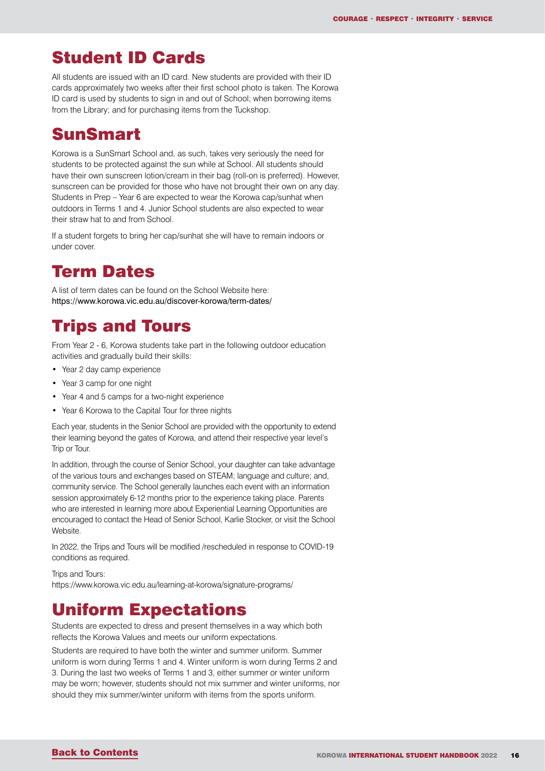## Student ID Cards

All students are issued with an ID card. New students are provided with their ID cards approximately two weeks after their first school photo is taken. The Korowa ID card is used by students to sign in and out of School; when borrowing items from the Library; and for purchasing items from the Tuckshop.

## SunSmart

Korowa is a SunSmart School and, as such, takes very seriously the need for students to be protected against the sun while at School. All students should have their own sunscreen lotion/cream in their bag (roll-on is preferred). However, sunscreen can be provided for those who have not brought their own on any day. Students in Prep – Year 6 are expected to wear the Korowa cap/sunhat when outdoors in Terms 1 and 4. Junior School students are also expected to wear their straw hat to and from School.

If a student forgets to bring her cap/sunhat she will have to remain indoors or under cover.

## Term Dates

A list of term dates can be found on the School Website here:
https://www.korowa.vic.edu.au/discover-korowa/term-dates/

## Trips and Tours

From Year 2 - 6, Korowa students take part in the following outdoor education activities and gradually build their skills:

- Year 2 day camp experience
- Year 3 camp for one night
- Year 4 and 5 camps for a two-night experience
- Year 6 Korowa to the Capital Tour for three nights

Each year, students in the Senior School are provided with the opportunity to extend their learning beyond the gates of Korowa, and attend their respective year level's Trip or Tour.

In addition, through the course of Senior School, your daughter can take advantage of the various tours and exchanges based on STEAM; language and culture; and, community service. The School generally launches each event with an information session approximately 6-12 months prior to the experience taking place. Parents who are interested in learning more about Experiential Learning Opportunities are encouraged to contact the Head of Senior School, Karlie Stocker, or visit the School Website.

In 2022, the Trips and Tours will be modified /rescheduled in response to COVID-19 conditions as required.

Trips and Tours:
https://www.korowa.vic.edu.au/learning-at-korowa/signature-programs/

## Uniform Expectations

Students are expected to dress and present themselves in a way which both reflects the Korowa Values and meets our uniform expectations.

Students are required to have both the winter and summer uniform. Summer uniform is worn during Terms 1 and 4. Winter uniform is worn during Terms 2 and 3. During the last two weeks of Terms 1 and 3, either summer or winter uniform may be worn; however, students should not mix summer and winter uniforms, nor should they mix summer/winter uniform with items from the sports uniform.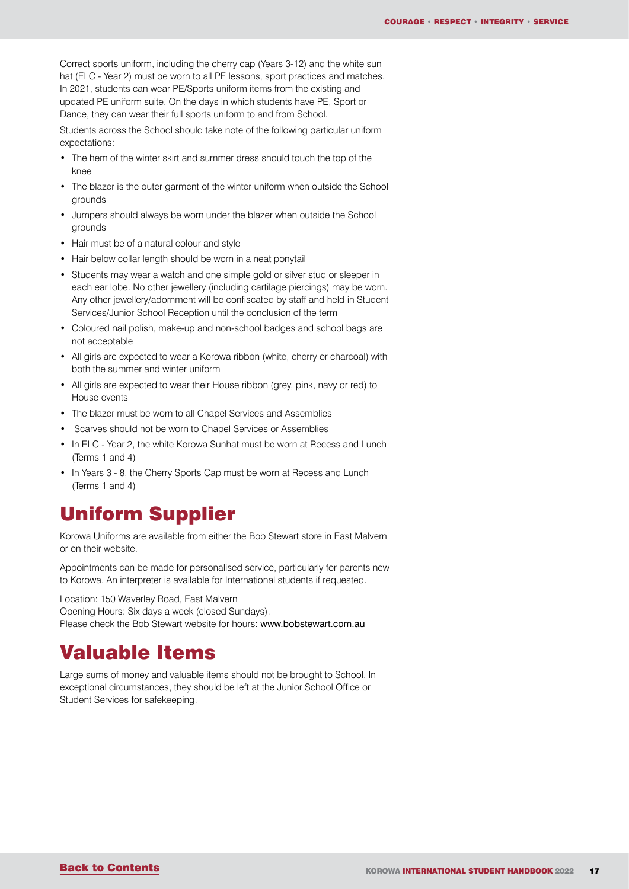Correct sports uniform, including the cherry cap (Years 3-12) and the white sun hat (ELC - Year 2) must be worn to all PE lessons, sport practices and matches. In 2021, students can wear PE/Sports uniform items from the existing and updated PE uniform suite. On the days in which students have PE, Sport or Dance, they can wear their full sports uniform to and from School.

Students across the School should take note of the following particular uniform expectations:

- The hem of the winter skirt and summer dress should touch the top of the knee
- The blazer is the outer garment of the winter uniform when outside the School grounds
- Jumpers should always be worn under the blazer when outside the School grounds
- Hair must be of a natural colour and style
- Hair below collar length should be worn in a neat ponytail
- Students may wear a watch and one simple gold or silver stud or sleeper in each ear lobe. No other jewellery (including cartilage piercings) may be worn. Any other jewellery/adornment will be confiscated by staff and held in Student Services/Junior School Reception until the conclusion of the term
- Coloured nail polish, make-up and non-school badges and school bags are not acceptable
- All girls are expected to wear a Korowa ribbon (white, cherry or charcoal) with both the summer and winter uniform
- All girls are expected to wear their House ribbon (grey, pink, navy or red) to House events
- The blazer must be worn to all Chapel Services and Assemblies
- Scarves should not be worn to Chapel Services or Assemblies
- In ELC - Year 2, the white Korowa Sunhat must be worn at Recess and Lunch (Terms 1 and 4)
- In Years 3 - 8, the Cherry Sports Cap must be worn at Recess and Lunch (Terms 1 and 4)

# Uniform Supplier

Korowa Uniforms are available from either the Bob Stewart store in East Malvern or on their website.

Appointments can be made for personalised service, particularly for parents new to Korowa. An interpreter is available for International students if requested.

Location: 150 Waverley Road, East Malvern
Opening Hours: Six days a week (closed Sundays).
Please check the Bob Stewart website for hours: www.bobstewart.com.au

# Valuable Items

Large sums of money and valuable items should not be brought to School. In exceptional circumstances, they should be left at the Junior School Office or Student Services for safekeeping.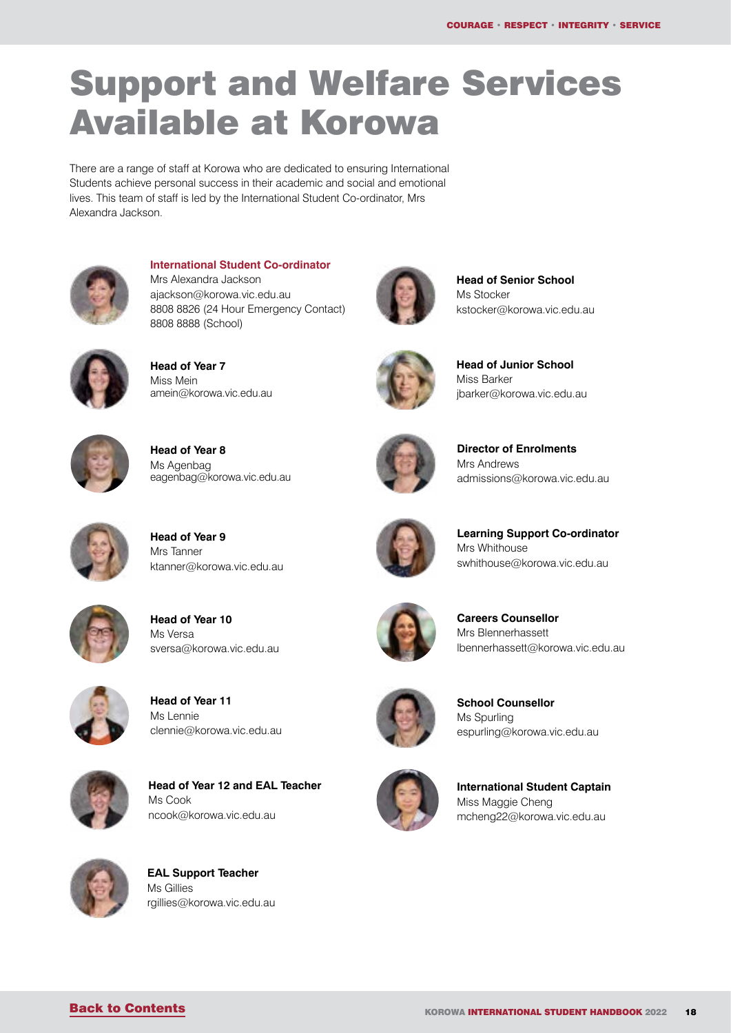# Support and Welfare Services Available at Korowa

There are a range of staff at Korowa who are dedicated to ensuring International Students achieve personal success in their academic and social and emotional lives. This team of staff is led by the International Student Co-ordinator, Mrs Alexandra Jackson.

**International Student Co-ordinator**
Mrs Alexandra Jackson
ajackson@korowa.vic.edu.au
8808 8826 (24 Hour Emergency Contact)
8808 8888 (School)

**Head of Year 7**
Miss Mein
amein@korowa.vic.edu.au

**Head of Year 8**
Ms Agenbag
eagenbag@korowa.vic.edu.au

**Head of Year 9**
Mrs Tanner
ktanner@korowa.vic.edu.au

**Head of Year 10**
Ms Versa
sversa@korowa.vic.edu.au

**Head of Year 11**
Ms Lennie
clennie@korowa.vic.edu.au

**Head of Year 12 and EAL Teacher**
Ms Cook
ncook@korowa.vic.edu.au

**EAL Support Teacher**
Ms Gillies
rgillies@korowa.vic.edu.au

**Head of Senior School**
Ms Stocker
kstocker@korowa.vic.edu.au

**Head of Junior School**
Miss Barker
jbarker@korowa.vic.edu.au

**Director of Enrolments**
Mrs Andrews
admissions@korowa.vic.edu.au

**Learning Support Co-ordinator**
Mrs Whithouse
swhithouse@korowa.vic.edu.au

**Careers Counsellor**
Mrs Blennerhassett
lbennerhassett@korowa.vic.edu.au

**School Counsellor**
Ms Spurling
espurling@korowa.vic.edu.au

**International Student Captain**
Miss Maggie Cheng
mcheng22@korowa.vic.edu.au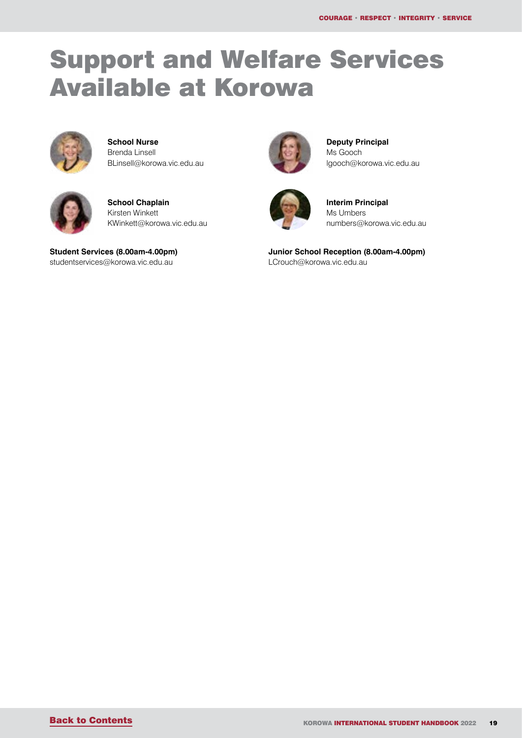# Support and Welfare Services Available at Korowa

**School Nurse**
Brenda Linsell
BLinsell@korowa.vic.edu.au

**School Chaplain**
Kirsten Winkett
KWinkett@korowa.vic.edu.au

**Student Services (8.00am-4.00pm)**
studentservices@korowa.vic.edu.au

**Deputy Principal**
Ms Gooch
lgooch@korowa.vic.edu.au

**Interim Principal**
Ms Umbers
numbers@korowa.vic.edu.au

**Junior School Reception (8.00am-4.00pm)**
LCrouch@korowa.vic.edu.au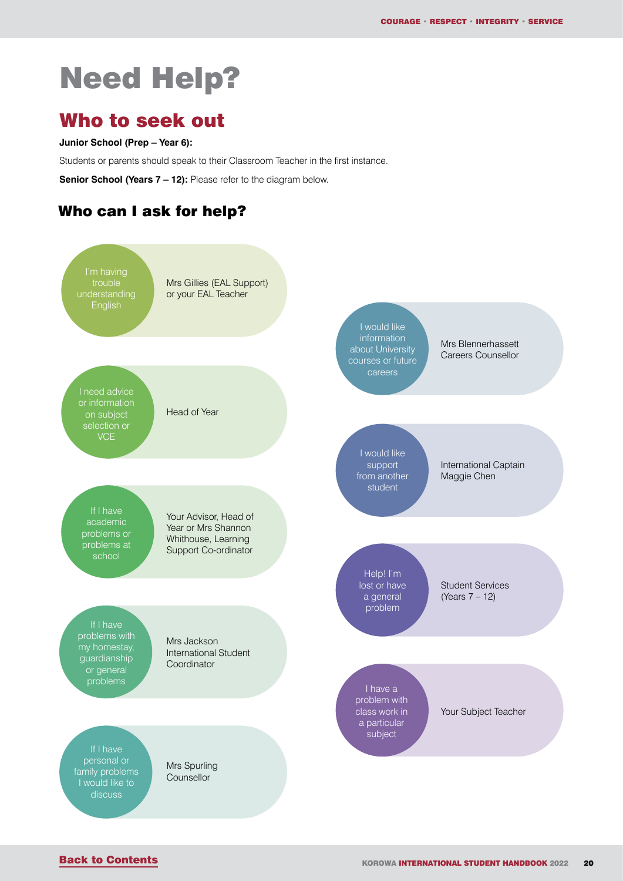# Need Help?

## Who to seek out

**Junior School (Prep – Year 6):**

Students or parents should speak to their Classroom Teacher in the first instance.

**Senior School (Years 7 – 12):** Please refer to the diagram below.

### Who can I ask for help?

| If... | Who to ask |
|---|---|
| I'm having trouble understanding English | Mrs Gillies (EAL Support) or your EAL Teacher |
| I need advice or information on subject selection or VCE | Head of Year |
| If I have academic problems or problems at school | Your Advisor, Head of Year or Mrs Shannon Whithouse, Learning Support Co-ordinator |
| If I have problems with my homestay, guardianship or general problems | Mrs Jackson International Student Coordinator |
| If I have personal or family problems I would like to discuss | Mrs Spurling Counsellor |
| I would like information about University courses or future careers | Mrs Blennerhassett Careers Counsellor |
| I would like support from another student | International Captain Maggie Chen |
| Help! I'm lost or have a general problem | Student Services (Years 7 – 12) |
| I have a problem with class work in a particular subject | Your Subject Teacher |

Back to Contents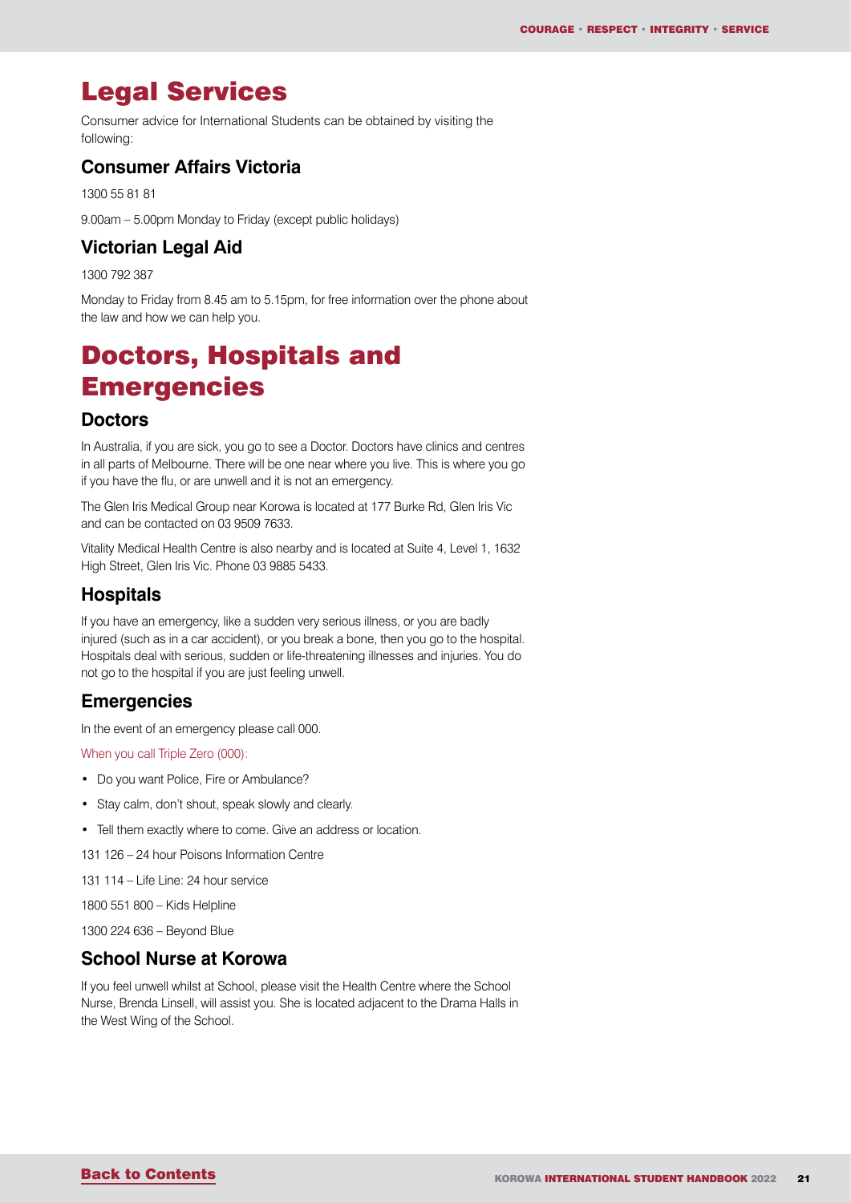# Legal Services

Consumer advice for International Students can be obtained by visiting the following:

## Consumer Affairs Victoria

1300 55 81 81

9.00am – 5.00pm Monday to Friday (except public holidays)

## Victorian Legal Aid

1300 792 387

Monday to Friday from 8.45 am to 5.15pm, for free information over the phone about the law and how we can help you.

# Doctors, Hospitals and Emergencies

## Doctors

In Australia, if you are sick, you go to see a Doctor. Doctors have clinics and centres in all parts of Melbourne. There will be one near where you live. This is where you go if you have the flu, or are unwell and it is not an emergency.

The Glen Iris Medical Group near Korowa is located at 177 Burke Rd, Glen Iris Vic and can be contacted on 03 9509 7633.

Vitality Medical Health Centre is also nearby and is located at Suite 4, Level 1, 1632 High Street, Glen Iris Vic. Phone 03 9885 5433.

## Hospitals

If you have an emergency, like a sudden very serious illness, or you are badly injured (such as in a car accident), or you break a bone, then you go to the hospital. Hospitals deal with serious, sudden or life-threatening illnesses and injuries. You do not go to the hospital if you are just feeling unwell.

## Emergencies

In the event of an emergency please call 000.

When you call Triple Zero (000):

- Do you want Police, Fire or Ambulance?
- Stay calm, don't shout, speak slowly and clearly.
- Tell them exactly where to come. Give an address or location.

131 126 – 24 hour Poisons Information Centre

131 114 – Life Line: 24 hour service

1800 551 800 – Kids Helpline

1300 224 636 – Beyond Blue

## School Nurse at Korowa

If you feel unwell whilst at School, please visit the Health Centre where the School Nurse, Brenda Linsell, will assist you. She is located adjacent to the Drama Halls in the West Wing of the School.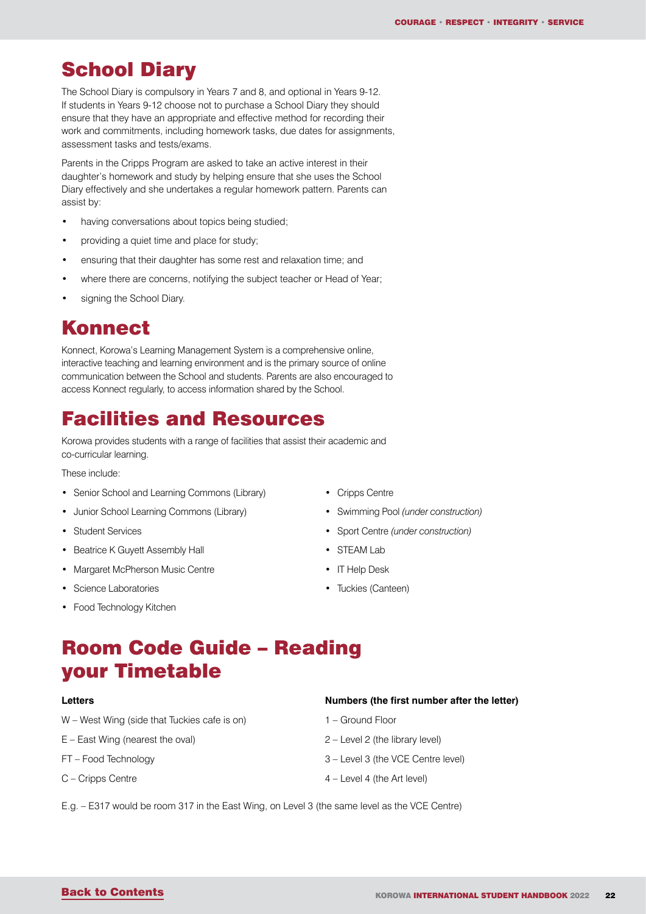## School Diary

The School Diary is compulsory in Years 7 and 8, and optional in Years 9-12. If students in Years 9-12 choose not to purchase a School Diary they should ensure that they have an appropriate and effective method for recording their work and commitments, including homework tasks, due dates for assignments, assessment tasks and tests/exams.

Parents in the Cripps Program are asked to take an active interest in their daughter's homework and study by helping ensure that she uses the School Diary effectively and she undertakes a regular homework pattern. Parents can assist by:

- having conversations about topics being studied;
- providing a quiet time and place for study;
- ensuring that their daughter has some rest and relaxation time; and
- where there are concerns, notifying the subject teacher or Head of Year;
- signing the School Diary.

## Konnect

Konnect, Korowa's Learning Management System is a comprehensive online, interactive teaching and learning environment and is the primary source of online communication between the School and students. Parents are also encouraged to access Konnect regularly, to access information shared by the School.

## Facilities and Resources

Korowa provides students with a range of facilities that assist their academic and co-curricular learning.

These include:

- Senior School and Learning Commons (Library)
- Junior School Learning Commons (Library)
- Student Services
- Beatrice K Guyett Assembly Hall
- Margaret McPherson Music Centre
- Science Laboratories
- Food Technology Kitchen
- Cripps Centre
- Swimming Pool *(under construction)*
- Sport Centre *(under construction)*
- STEAM Lab
- IT Help Desk
- Tuckies (Canteen)

## Room Code Guide – Reading your Timetable

**Letters**

W – West Wing (side that Tuckies cafe is on)

E – East Wing (nearest the oval)

FT – Food Technology

C – Cripps Centre

**Numbers (the first number after the letter)**

1 – Ground Floor

2 – Level 2 (the library level)

3 – Level 3 (the VCE Centre level)

4 – Level 4 (the Art level)

E.g. – E317 would be room 317 in the East Wing, on Level 3 (the same level as the VCE Centre)

Back to Contents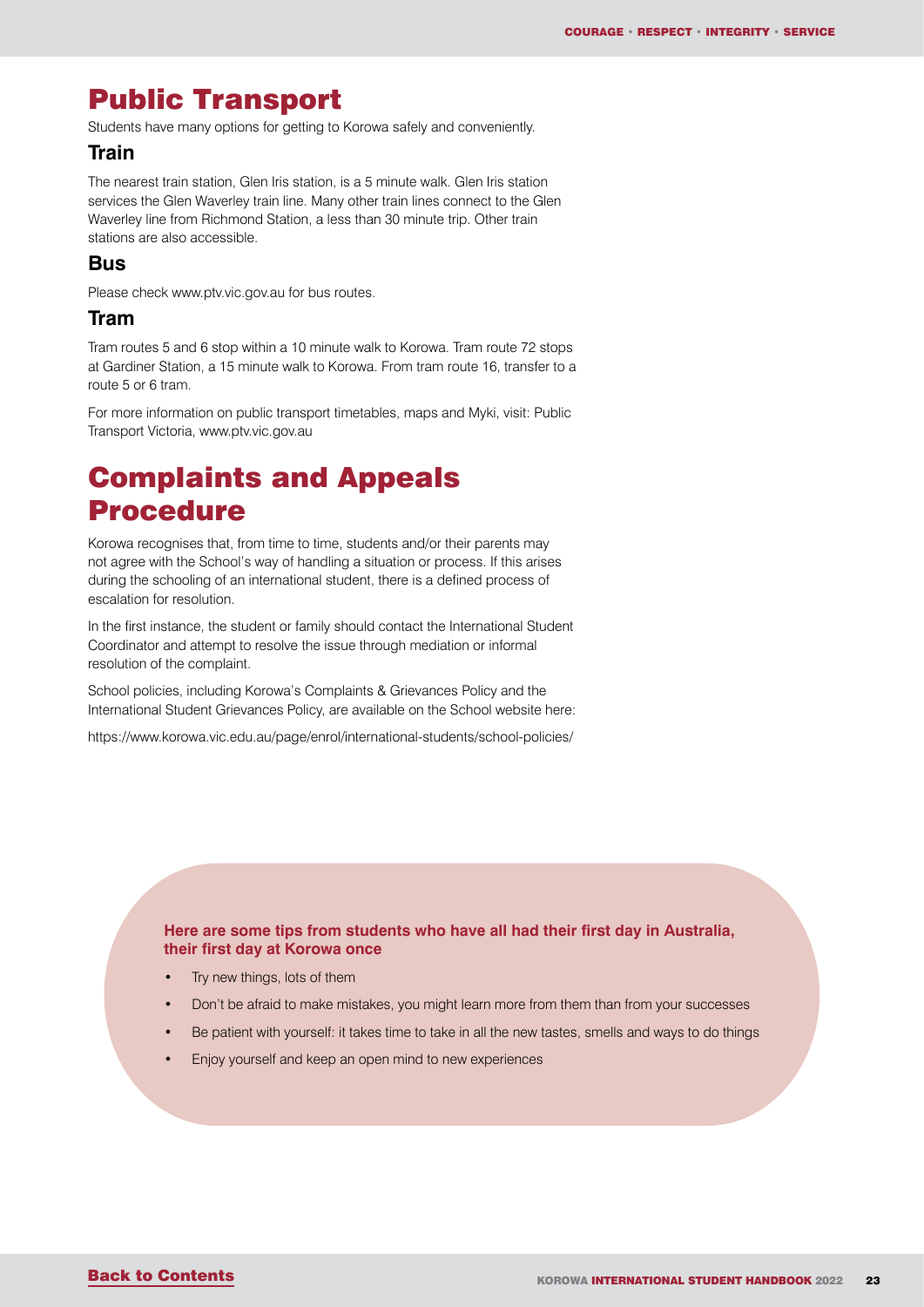# Public Transport

Students have many options for getting to Korowa safely and conveniently.

## Train

The nearest train station, Glen Iris station, is a 5 minute walk. Glen Iris station services the Glen Waverley train line. Many other train lines connect to the Glen Waverley line from Richmond Station, a less than 30 minute trip. Other train stations are also accessible.

## Bus

Please check www.ptv.vic.gov.au for bus routes.

## Tram

Tram routes 5 and 6 stop within a 10 minute walk to Korowa. Tram route 72 stops at Gardiner Station, a 15 minute walk to Korowa. From tram route 16, transfer to a route 5 or 6 tram.

For more information on public transport timetables, maps and Myki, visit: Public Transport Victoria, www.ptv.vic.gov.au

# Complaints and Appeals Procedure

Korowa recognises that, from time to time, students and/or their parents may not agree with the School's way of handling a situation or process. If this arises during the schooling of an international student, there is a defined process of escalation for resolution.

In the first instance, the student or family should contact the International Student Coordinator and attempt to resolve the issue through mediation or informal resolution of the complaint.

School policies, including Korowa's Complaints & Grievances Policy and the International Student Grievances Policy, are available on the School website here:

https://www.korowa.vic.edu.au/page/enrol/international-students/school-policies/

**Here are some tips from students who have all had their first day in Australia, their first day at Korowa once**

- Try new things, lots of them
- Don't be afraid to make mistakes, you might learn more from them than from your successes
- Be patient with yourself: it takes time to take in all the new tastes, smells and ways to do things
- Enjoy yourself and keep an open mind to new experiences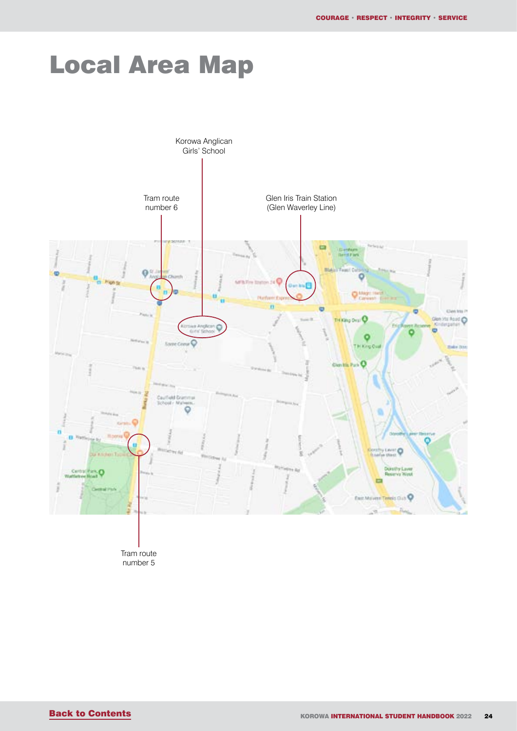# Local Area Map

Korowa Anglican Girls' School

Tram route number 6

Glen Iris Train Station (Glen Waverley Line)

Tram route number 5

[Back to Contents](#)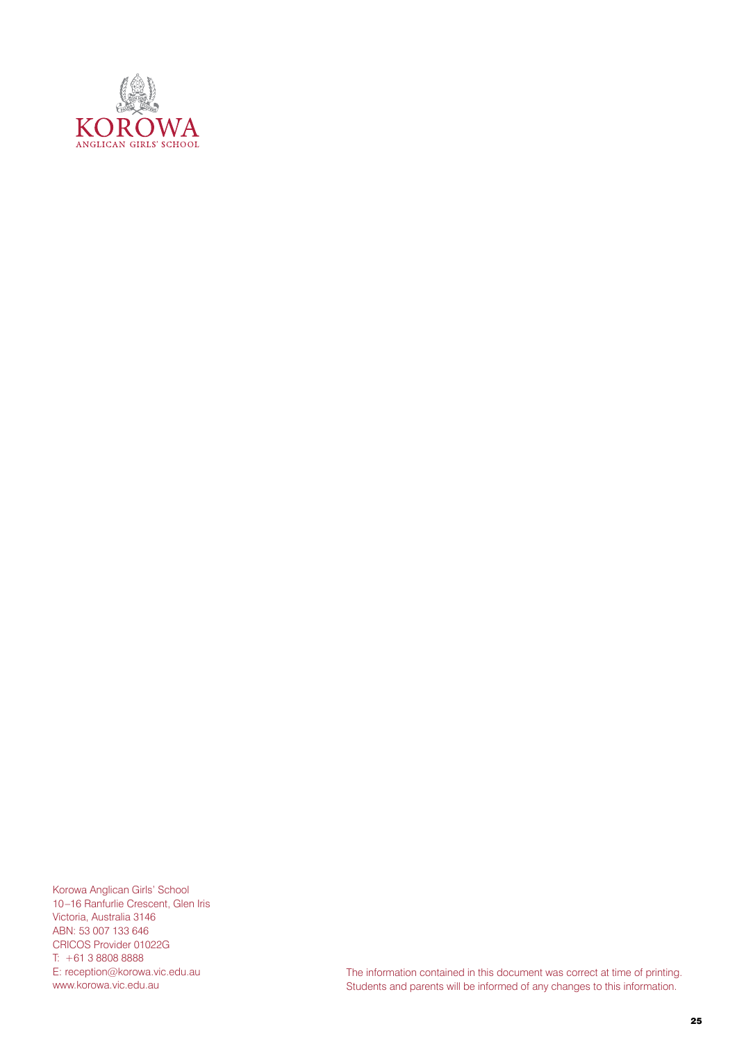KOROWA
ANGLICAN GIRLS' SCHOOL

Korowa Anglican Girls' School
10–16 Ranfurlie Crescent, Glen Iris
Victoria, Australia 3146
ABN: 53 007 133 646
CRICOS Provider 01022G
T: +61 3 8808 8888
E: reception@korowa.vic.edu.au
www.korowa.vic.edu.au

The information contained in this document was correct at time of printing.
Students and parents will be informed of any changes to this information.